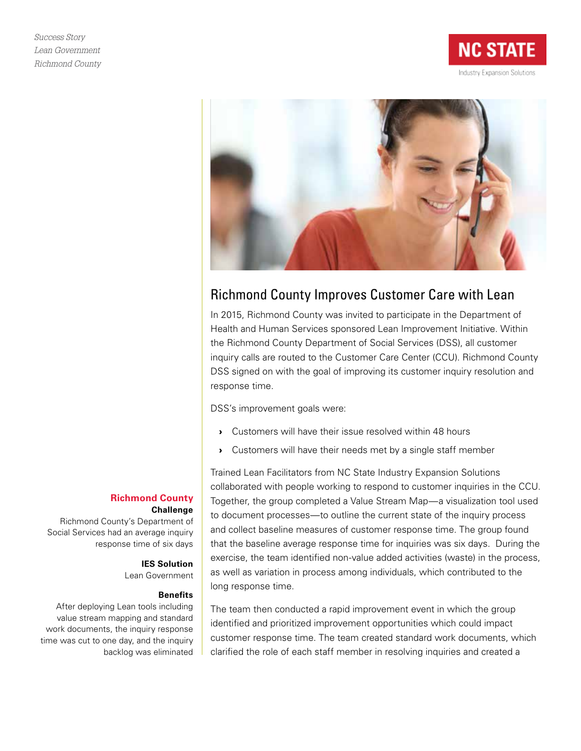*Success Story*
*Lean Government*
*Richmond County*

NC STATE
Industry Expansion Solutions

# Richmond County Improves Customer Care with Lean

In 2015, Richmond County was invited to participate in the Department of Health and Human Services sponsored Lean Improvement Initiative. Within the Richmond County Department of Social Services (DSS), all customer inquiry calls are routed to the Customer Care Center (CCU). Richmond County DSS signed on with the goal of improving its customer inquiry resolution and response time.

DSS's improvement goals were:

- Customers will have their issue resolved within 48 hours
- Customers will have their needs met by a single staff member

Trained Lean Facilitators from NC State Industry Expansion Solutions collaborated with people working to respond to customer inquiries in the CCU. Together, the group completed a Value Stream Map—a visualization tool used to document processes—to outline the current state of the inquiry process and collect baseline measures of customer response time. The group found that the baseline average response time for inquiries was six days. During the exercise, the team identified non-value added activities (waste) in the process, as well as variation in process among individuals, which contributed to the long response time.

The team then conducted a rapid improvement event in which the group identified and prioritized improvement opportunities which could impact customer response time. The team created standard work documents, which clarified the role of each staff member in resolving inquiries and created a

**Richmond County**

**Challenge**

Richmond County's Department of Social Services had an average inquiry response time of six days

**IES Solution**

Lean Government

**Benefits**

After deploying Lean tools including value stream mapping and standard work documents, the inquiry response time was cut to one day, and the inquiry backlog was eliminated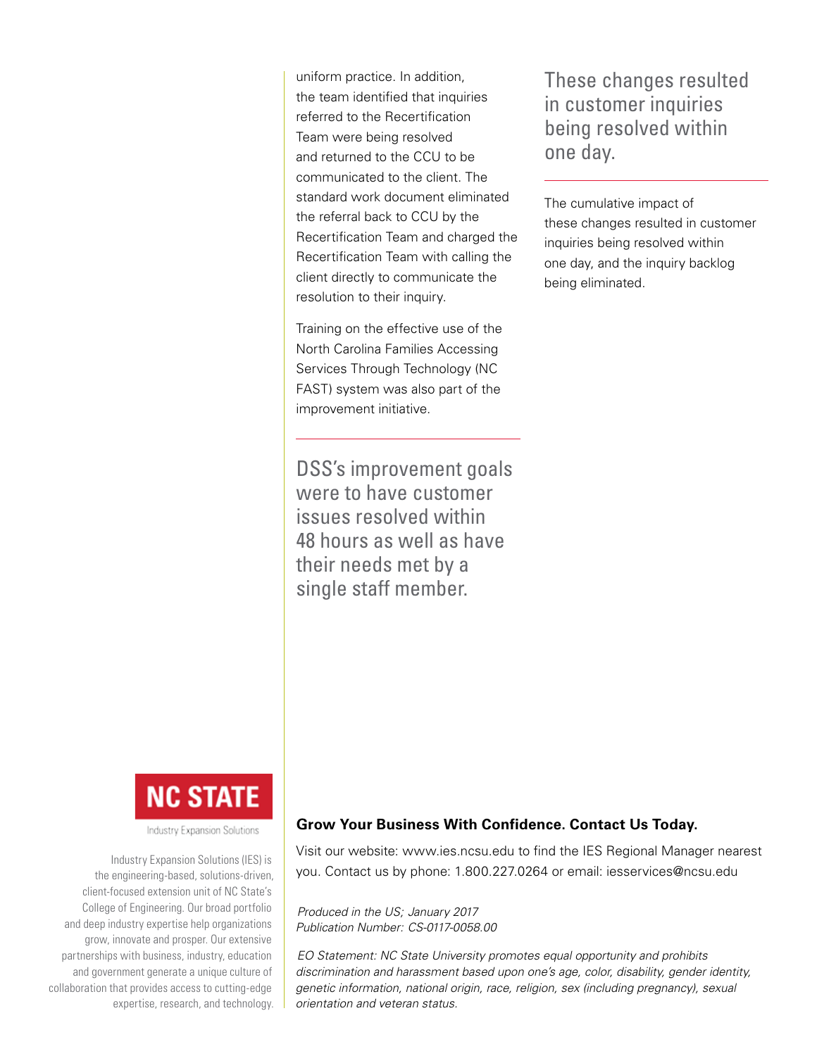uniform practice. In addition, the team identified that inquiries referred to the Recertification Team were being resolved and returned to the CCU to be communicated to the client. The standard work document eliminated the referral back to CCU by the Recertification Team and charged the Recertification Team with calling the client directly to communicate the resolution to their inquiry.

Training on the effective use of the North Carolina Families Accessing Services Through Technology (NC FAST) system was also part of the improvement initiative.

---

DSS's improvement goals were to have customer issues resolved within 48 hours as well as have their needs met by a single staff member.

These changes resulted in customer inquiries being resolved within one day.

---

The cumulative impact of these changes resulted in customer inquiries being resolved within one day, and the inquiry backlog being eliminated.

NC STATE

Industry Expansion Solutions

Industry Expansion Solutions (IES) is the engineering-based, solutions-driven, client-focused extension unit of NC State's College of Engineering. Our broad portfolio and deep industry expertise help organizations grow, innovate and prosper. Our extensive partnerships with business, industry, education and government generate a unique culture of collaboration that provides access to cutting-edge expertise, research, and technology.

**Grow Your Business With Confidence. Contact Us Today.**

Visit our website: www.ies.ncsu.edu to find the IES Regional Manager nearest you. Contact us by phone: 1.800.227.0264 or email: iesservices@ncsu.edu

*Produced in the US; January 2017*
*Publication Number: CS-0117-0058.00*

*EO Statement: NC State University promotes equal opportunity and prohibits discrimination and harassment based upon one's age, color, disability, gender identity, genetic information, national origin, race, religion, sex (including pregnancy), sexual orientation and veteran status.*